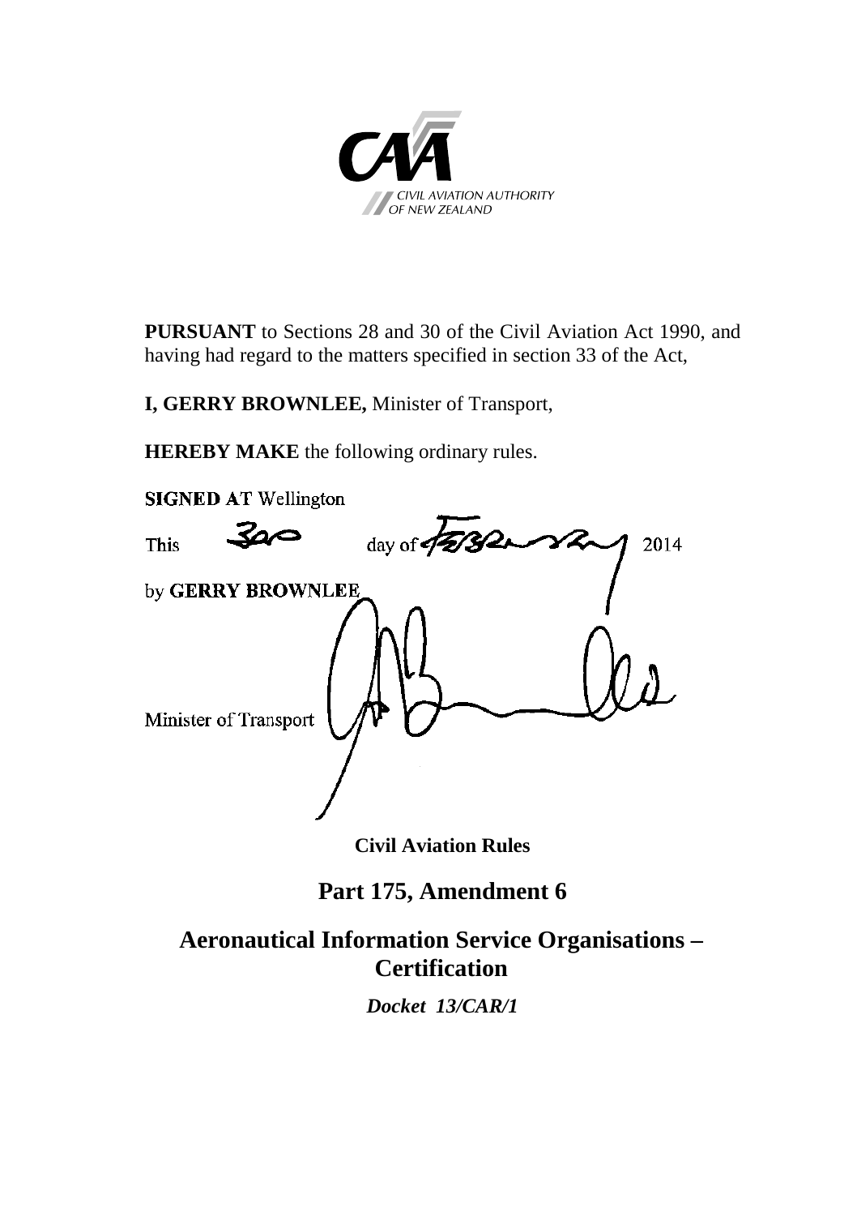CIVIL AVIATION AUTHORITY OF NEW ZEALAND

**PURSUANT** to Sections 28 and 30 of the Civil Aviation Act 1990, and having had regard to the matters specified in section 33 of the Act,

**I, GERRY BROWNLEE,** Minister of Transport,

**HEREBY MAKE** the following ordinary rules.

**SIGNED AT** Wellington

This 3rd day of February 2014

by **GERRY BROWNLEE**

Minister of Transport

**Civil Aviation Rules**

# Part 175, Amendment 6

# Aeronautical Information Service Organisations – Certification

***Docket 13/CAR/1***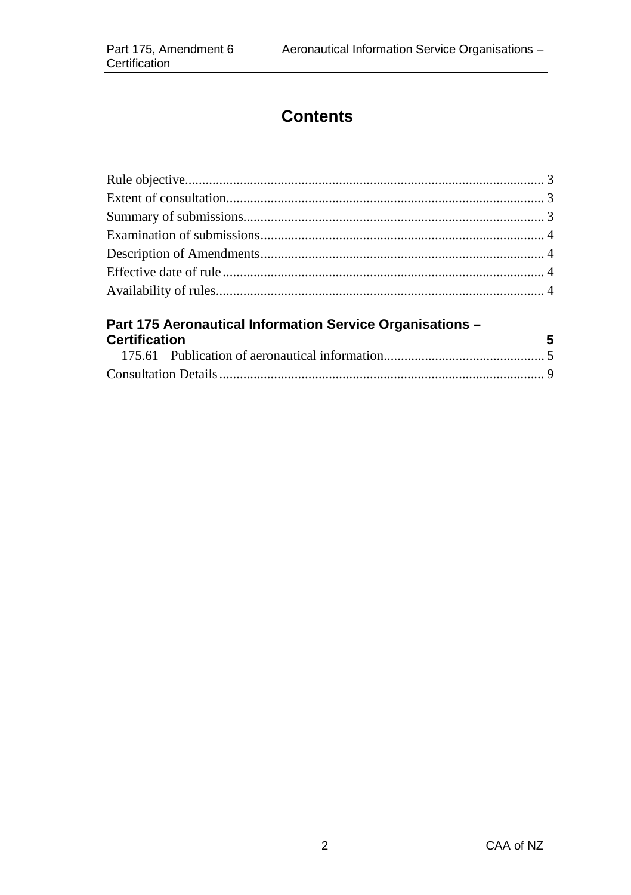# Contents

Rule objective........................................................................................................ 3
Extent of consultation............................................................................................ 3
Summary of submissions....................................................................................... 3
Examination of submissions.................................................................................. 4
Description of Amendments.................................................................................. 4
Effective date of rule............................................................................................. 4
Availability of rules............................................................................................... 4

**Part 175 Aeronautical Information Service Organisations – Certification** **5**

175.61 Publication of aeronautical information............................................... 5

Consultation Details.............................................................................................. 9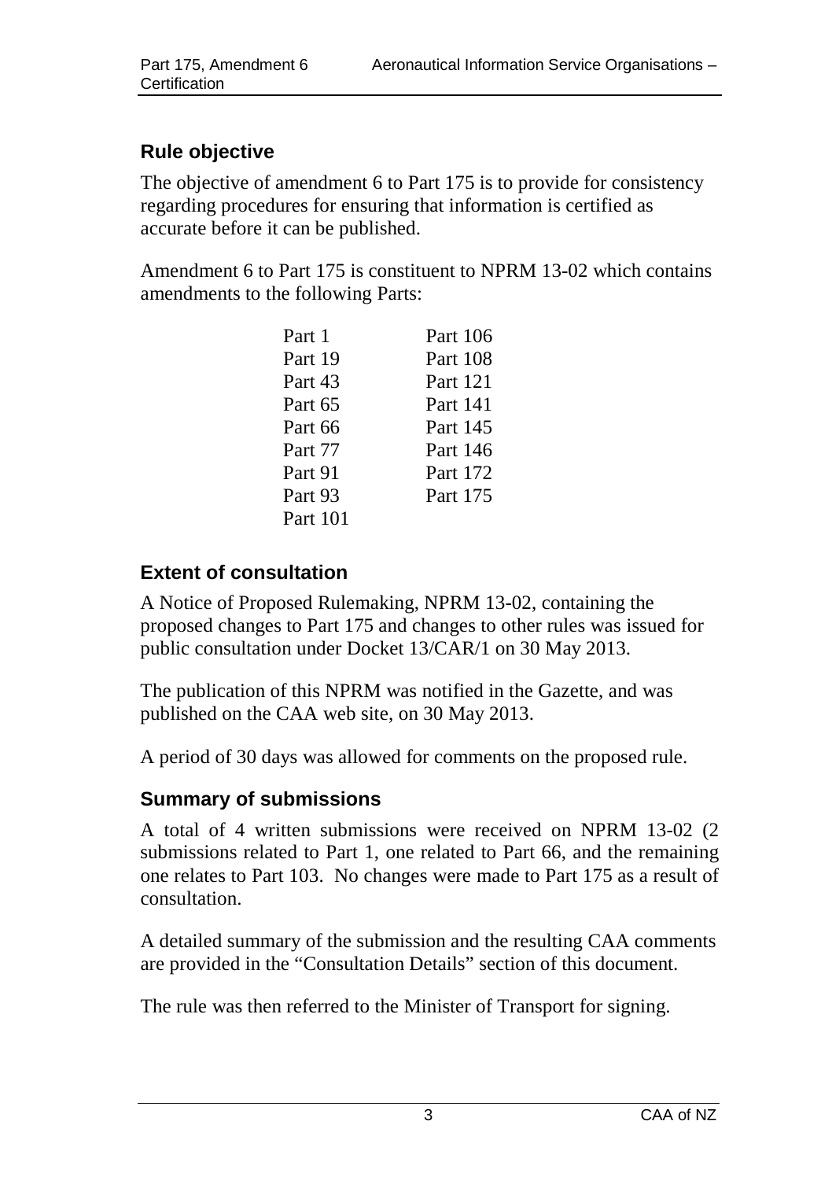## Rule objective

The objective of amendment 6 to Part 175 is to provide for consistency regarding procedures for ensuring that information is certified as accurate before it can be published.

Amendment 6 to Part 175 is constituent to NPRM 13-02 which contains amendments to the following Parts:

| | |
|---|---|
| Part 1 | Part 106 |
| Part 19 | Part 108 |
| Part 43 | Part 121 |
| Part 65 | Part 141 |
| Part 66 | Part 145 |
| Part 77 | Part 146 |
| Part 91 | Part 172 |
| Part 93 | Part 175 |
| Part 101 | |

## Extent of consultation

A Notice of Proposed Rulemaking, NPRM 13-02, containing the proposed changes to Part 175 and changes to other rules was issued for public consultation under Docket 13/CAR/1 on 30 May 2013.

The publication of this NPRM was notified in the Gazette, and was published on the CAA web site, on 30 May 2013.

A period of 30 days was allowed for comments on the proposed rule.

## Summary of submissions

A total of 4 written submissions were received on NPRM 13-02 (2 submissions related to Part 1, one related to Part 66, and the remaining one relates to Part 103. No changes were made to Part 175 as a result of consultation.

A detailed summary of the submission and the resulting CAA comments are provided in the "Consultation Details" section of this document.

The rule was then referred to the Minister of Transport for signing.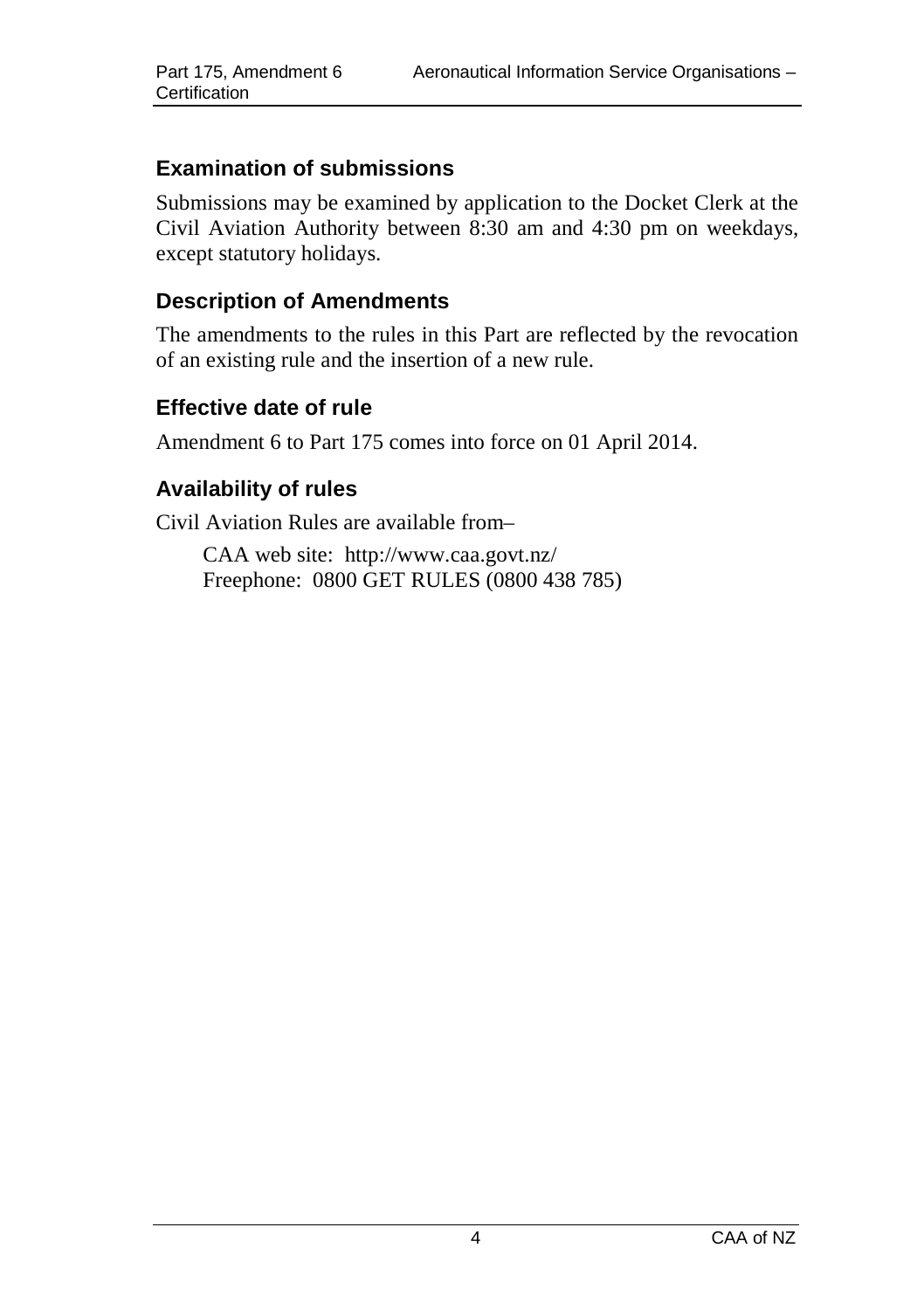## Examination of submissions

Submissions may be examined by application to the Docket Clerk at the Civil Aviation Authority between 8:30 am and 4:30 pm on weekdays, except statutory holidays.

## Description of Amendments

The amendments to the rules in this Part are reflected by the revocation of an existing rule and the insertion of a new rule.

## Effective date of rule

Amendment 6 to Part 175 comes into force on 01 April 2014.

## Availability of rules

Civil Aviation Rules are available from–

CAA web site: http://www.caa.govt.nz/
Freephone: 0800 GET RULES (0800 438 785)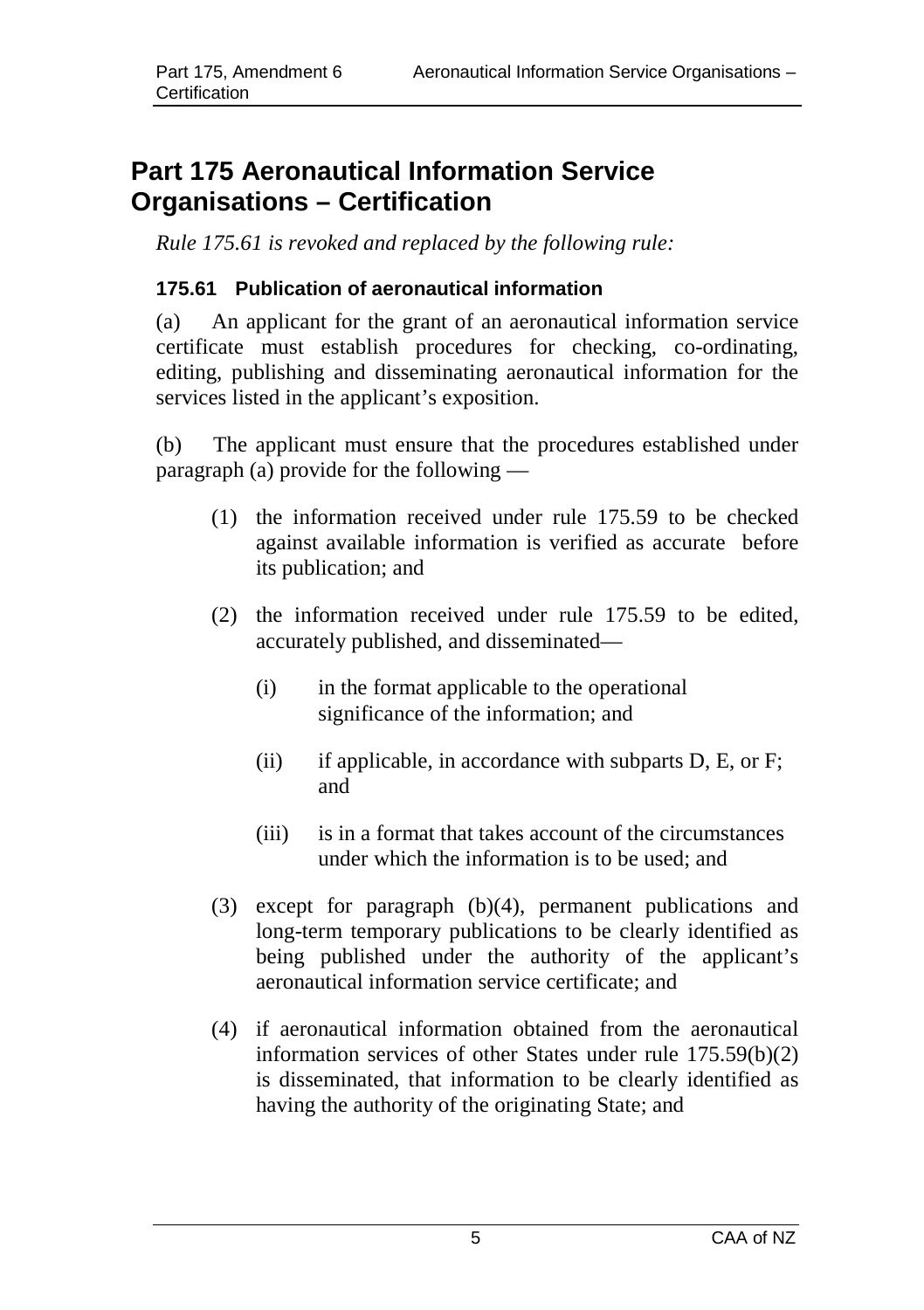# Part 175 Aeronautical Information Service Organisations – Certification

*Rule 175.61 is revoked and replaced by the following rule:*

### 175.61 Publication of aeronautical information

(a) An applicant for the grant of an aeronautical information service certificate must establish procedures for checking, co-ordinating, editing, publishing and disseminating aeronautical information for the services listed in the applicant's exposition.

(b) The applicant must ensure that the procedures established under paragraph (a) provide for the following —

(1) the information received under rule 175.59 to be checked against available information is verified as accurate before its publication; and

(2) the information received under rule 175.59 to be edited, accurately published, and disseminated—

(i) in the format applicable to the operational significance of the information; and

(ii) if applicable, in accordance with subparts D, E, or F; and

(iii) is in a format that takes account of the circumstances under which the information is to be used; and

(3) except for paragraph (b)(4), permanent publications and long-term temporary publications to be clearly identified as being published under the authority of the applicant's aeronautical information service certificate; and

(4) if aeronautical information obtained from the aeronautical information services of other States under rule 175.59(b)(2) is disseminated, that information to be clearly identified as having the authority of the originating State; and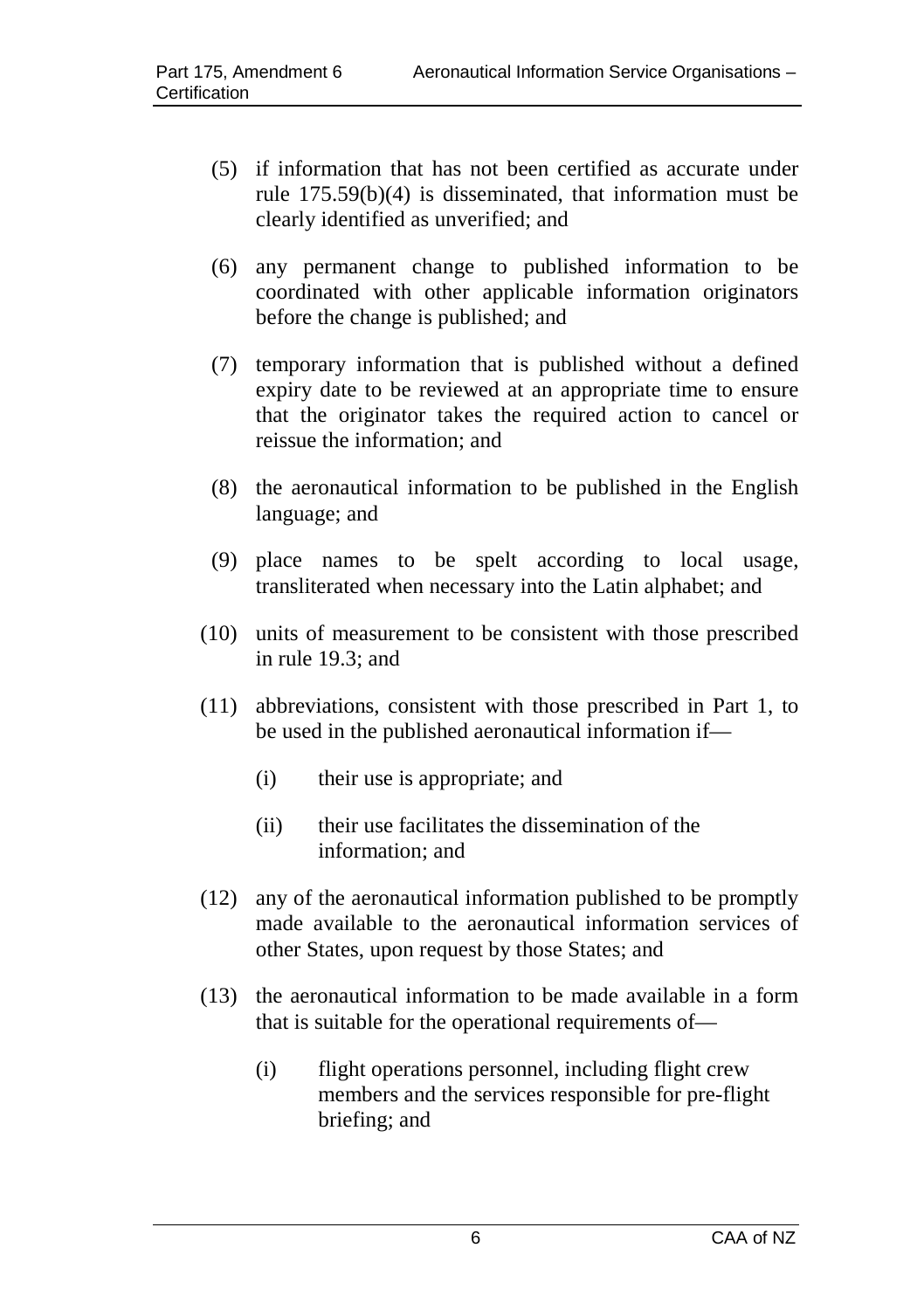(5) if information that has not been certified as accurate under rule 175.59(b)(4) is disseminated, that information must be clearly identified as unverified; and

(6) any permanent change to published information to be coordinated with other applicable information originators before the change is published; and

(7) temporary information that is published without a defined expiry date to be reviewed at an appropriate time to ensure that the originator takes the required action to cancel or reissue the information; and

(8) the aeronautical information to be published in the English language; and

(9) place names to be spelt according to local usage, transliterated when necessary into the Latin alphabet; and

(10) units of measurement to be consistent with those prescribed in rule 19.3; and

(11) abbreviations, consistent with those prescribed in Part 1, to be used in the published aeronautical information if—

  (i) their use is appropriate; and

  (ii) their use facilitates the dissemination of the information; and

(12) any of the aeronautical information published to be promptly made available to the aeronautical information services of other States, upon request by those States; and

(13) the aeronautical information to be made available in a form that is suitable for the operational requirements of—

  (i) flight operations personnel, including flight crew members and the services responsible for pre-flight briefing; and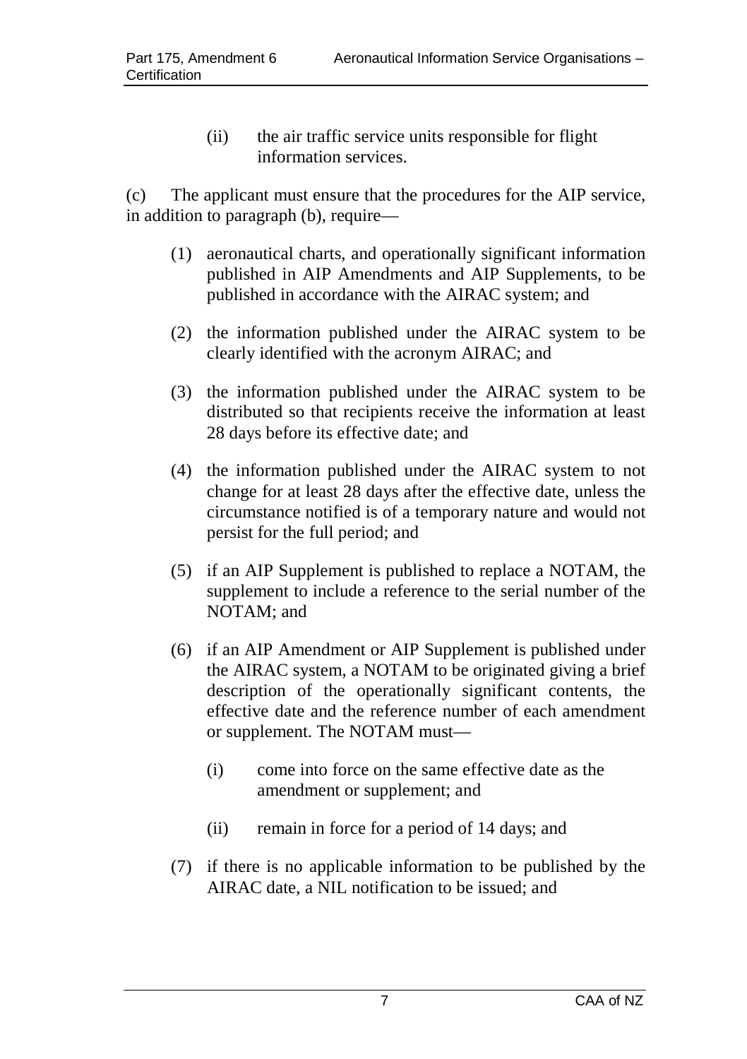(ii) the air traffic service units responsible for flight information services.

(c) The applicant must ensure that the procedures for the AIP service, in addition to paragraph (b), require—

(1) aeronautical charts, and operationally significant information published in AIP Amendments and AIP Supplements, to be published in accordance with the AIRAC system; and

(2) the information published under the AIRAC system to be clearly identified with the acronym AIRAC; and

(3) the information published under the AIRAC system to be distributed so that recipients receive the information at least 28 days before its effective date; and

(4) the information published under the AIRAC system to not change for at least 28 days after the effective date, unless the circumstance notified is of a temporary nature and would not persist for the full period; and

(5) if an AIP Supplement is published to replace a NOTAM, the supplement to include a reference to the serial number of the NOTAM; and

(6) if an AIP Amendment or AIP Supplement is published under the AIRAC system, a NOTAM to be originated giving a brief description of the operationally significant contents, the effective date and the reference number of each amendment or supplement. The NOTAM must—

   (i) come into force on the same effective date as the amendment or supplement; and

   (ii) remain in force for a period of 14 days; and

(7) if there is no applicable information to be published by the AIRAC date, a NIL notification to be issued; and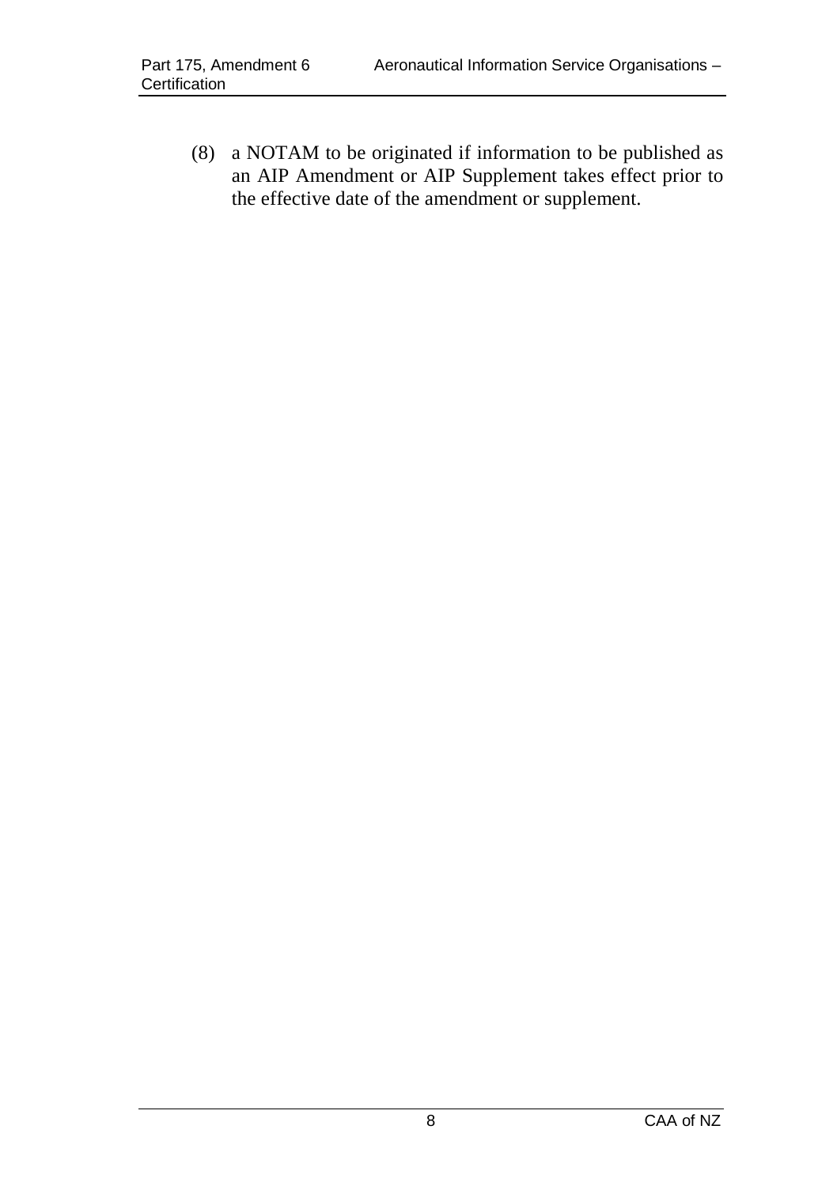(8) a NOTAM to be originated if information to be published as an AIP Amendment or AIP Supplement takes effect prior to the effective date of the amendment or supplement.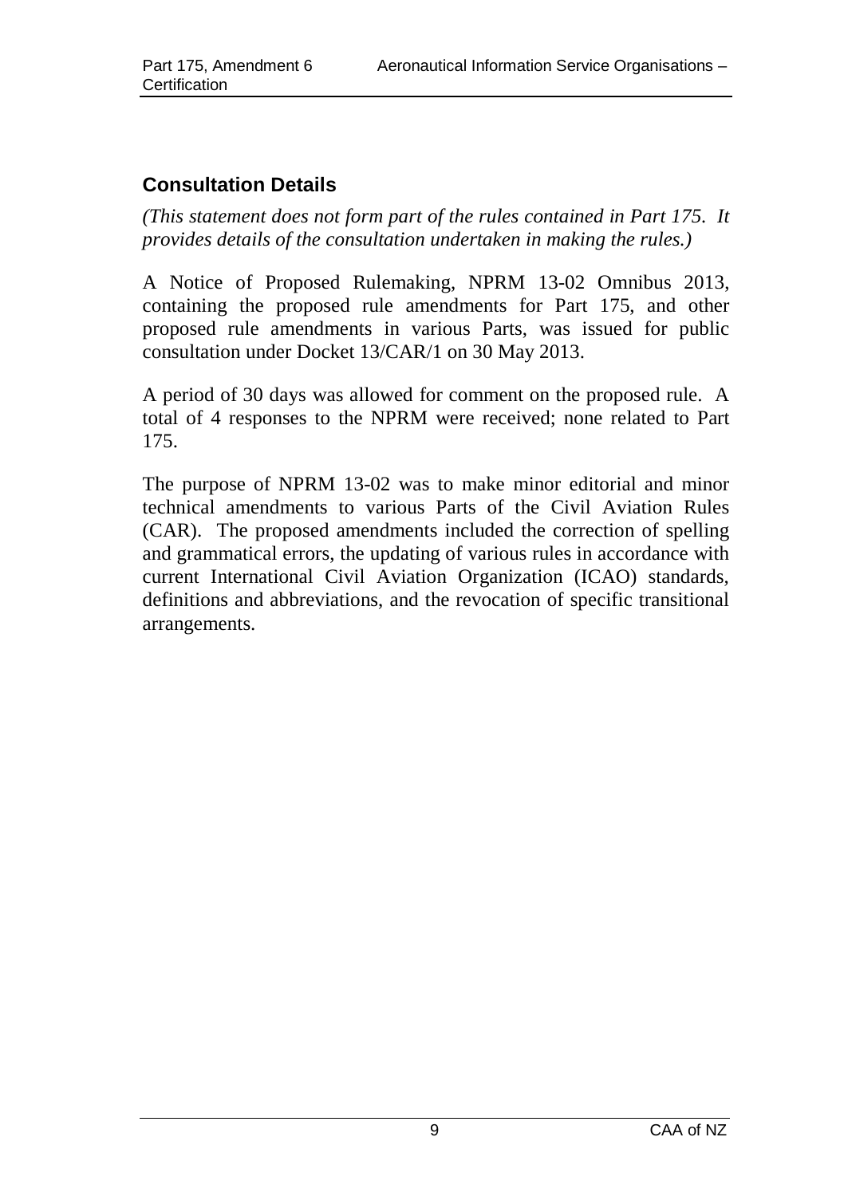## Consultation Details

*(This statement does not form part of the rules contained in Part 175. It provides details of the consultation undertaken in making the rules.)*

A Notice of Proposed Rulemaking, NPRM 13-02 Omnibus 2013, containing the proposed rule amendments for Part 175, and other proposed rule amendments in various Parts, was issued for public consultation under Docket 13/CAR/1 on 30 May 2013.

A period of 30 days was allowed for comment on the proposed rule. A total of 4 responses to the NPRM were received; none related to Part 175.

The purpose of NPRM 13-02 was to make minor editorial and minor technical amendments to various Parts of the Civil Aviation Rules (CAR). The proposed amendments included the correction of spelling and grammatical errors, the updating of various rules in accordance with current International Civil Aviation Organization (ICAO) standards, definitions and abbreviations, and the revocation of specific transitional arrangements.